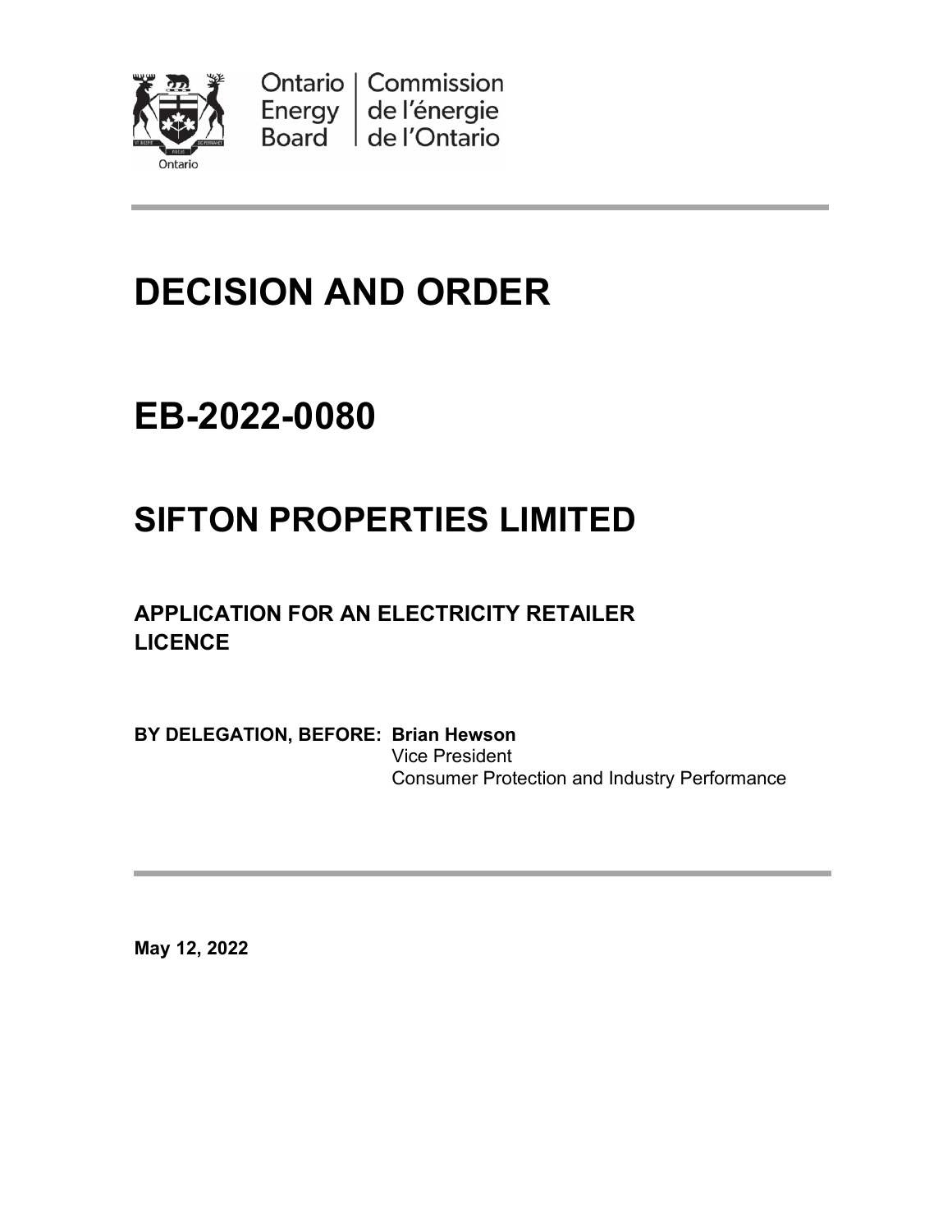Ontario Energy Board | Commission de l'énergie de l'Ontario

# DECISION AND ORDER

# EB-2022-0080

# SIFTON PROPERTIES LIMITED

### APPLICATION FOR AN ELECTRICITY RETAILER LICENCE

**BY DELEGATION, BEFORE: Brian Hewson**
Vice President
Consumer Protection and Industry Performance

**May 12, 2022**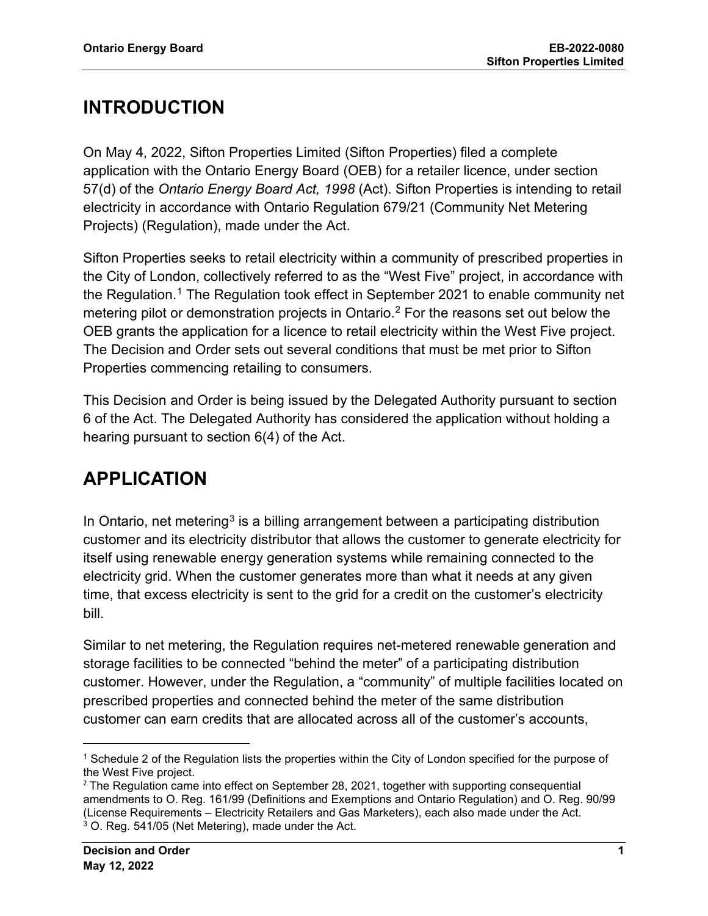## INTRODUCTION

On May 4, 2022, Sifton Properties Limited (Sifton Properties) filed a complete application with the Ontario Energy Board (OEB) for a retailer licence, under section 57(d) of the *Ontario Energy Board Act, 1998* (Act). Sifton Properties is intending to retail electricity in accordance with Ontario Regulation 679/21 (Community Net Metering Projects) (Regulation), made under the Act.

Sifton Properties seeks to retail electricity within a community of prescribed properties in the City of London, collectively referred to as the "West Five" project, in accordance with the Regulation.[1] The Regulation took effect in September 2021 to enable community net metering pilot or demonstration projects in Ontario.[2] For the reasons set out below the OEB grants the application for a licence to retail electricity within the West Five project. The Decision and Order sets out several conditions that must be met prior to Sifton Properties commencing retailing to consumers.

This Decision and Order is being issued by the Delegated Authority pursuant to section 6 of the Act. The Delegated Authority has considered the application without holding a hearing pursuant to section 6(4) of the Act.

## APPLICATION

In Ontario, net metering[3] is a billing arrangement between a participating distribution customer and its electricity distributor that allows the customer to generate electricity for itself using renewable energy generation systems while remaining connected to the electricity grid. When the customer generates more than what it needs at any given time, that excess electricity is sent to the grid for a credit on the customer's electricity bill.

Similar to net metering, the Regulation requires net-metered renewable generation and storage facilities to be connected "behind the meter" of a participating distribution customer. However, under the Regulation, a "community" of multiple facilities located on prescribed properties and connected behind the meter of the same distribution customer can earn credits that are allocated across all of the customer's accounts,

---

[1] Schedule 2 of the Regulation lists the properties within the City of London specified for the purpose of the West Five project.

[2] The Regulation came into effect on September 28, 2021, together with supporting consequential amendments to O. Reg. 161/99 (Definitions and Exemptions and Ontario Regulation) and O. Reg. 90/99 (License Requirements – Electricity Retailers and Gas Marketers), each also made under the Act.

[3] O. Reg. 541/05 (Net Metering), made under the Act.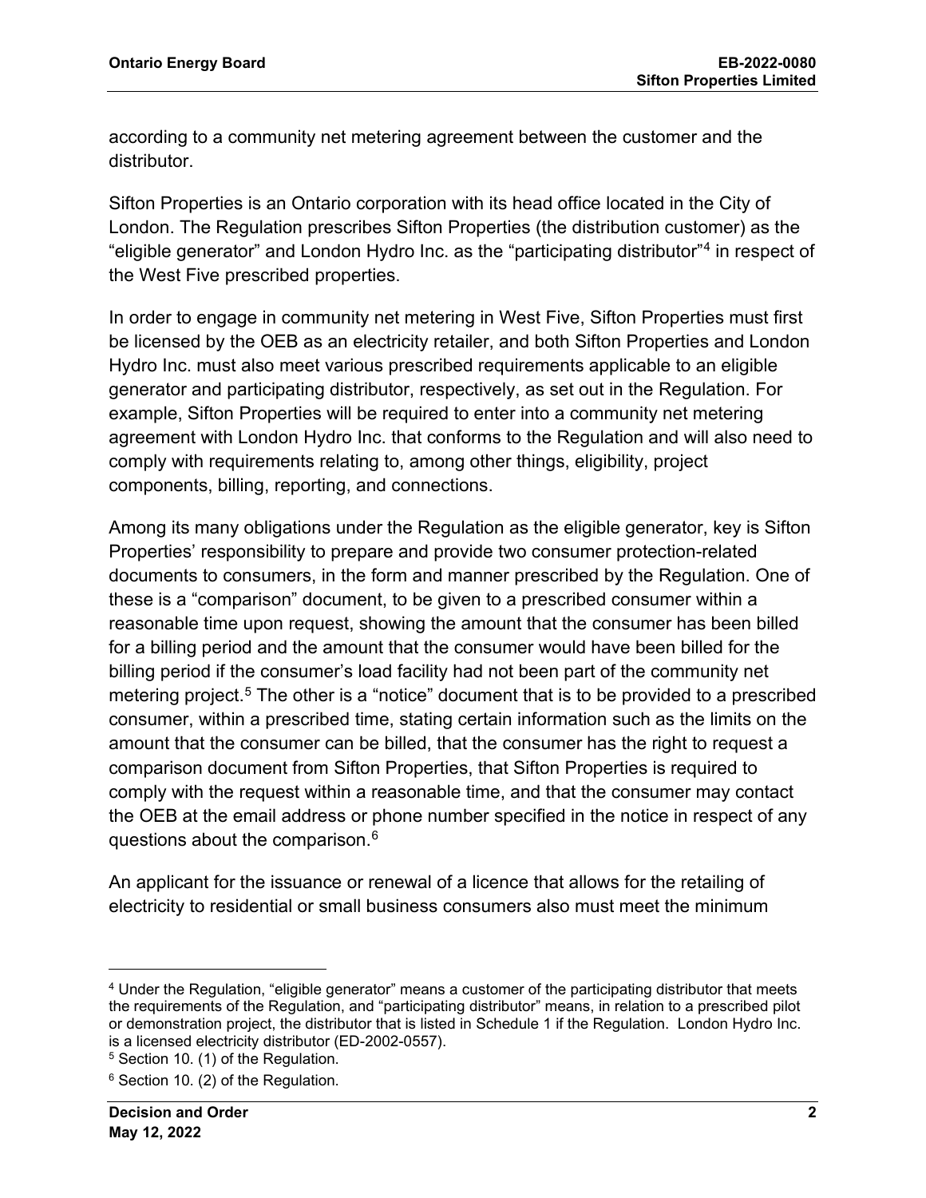according to a community net metering agreement between the customer and the distributor.

Sifton Properties is an Ontario corporation with its head office located in the City of London. The Regulation prescribes Sifton Properties (the distribution customer) as the "eligible generator" and London Hydro Inc. as the "participating distributor"[4] in respect of the West Five prescribed properties.

In order to engage in community net metering in West Five, Sifton Properties must first be licensed by the OEB as an electricity retailer, and both Sifton Properties and London Hydro Inc. must also meet various prescribed requirements applicable to an eligible generator and participating distributor, respectively, as set out in the Regulation. For example, Sifton Properties will be required to enter into a community net metering agreement with London Hydro Inc. that conforms to the Regulation and will also need to comply with requirements relating to, among other things, eligibility, project components, billing, reporting, and connections.

Among its many obligations under the Regulation as the eligible generator, key is Sifton Properties' responsibility to prepare and provide two consumer protection-related documents to consumers, in the form and manner prescribed by the Regulation. One of these is a "comparison" document, to be given to a prescribed consumer within a reasonable time upon request, showing the amount that the consumer has been billed for a billing period and the amount that the consumer would have been billed for the billing period if the consumer's load facility had not been part of the community net metering project.[5] The other is a "notice" document that is to be provided to a prescribed consumer, within a prescribed time, stating certain information such as the limits on the amount that the consumer can be billed, that the consumer has the right to request a comparison document from Sifton Properties, that Sifton Properties is required to comply with the request within a reasonable time, and that the consumer may contact the OEB at the email address or phone number specified in the notice in respect of any questions about the comparison.[6]

An applicant for the issuance or renewal of a licence that allows for the retailing of electricity to residential or small business consumers also must meet the minimum

---

[4] Under the Regulation, "eligible generator" means a customer of the participating distributor that meets the requirements of the Regulation, and "participating distributor" means, in relation to a prescribed pilot or demonstration project, the distributor that is listed in Schedule 1 if the Regulation. London Hydro Inc. is a licensed electricity distributor (ED-2002-0557).

[5] Section 10. (1) of the Regulation.

[6] Section 10. (2) of the Regulation.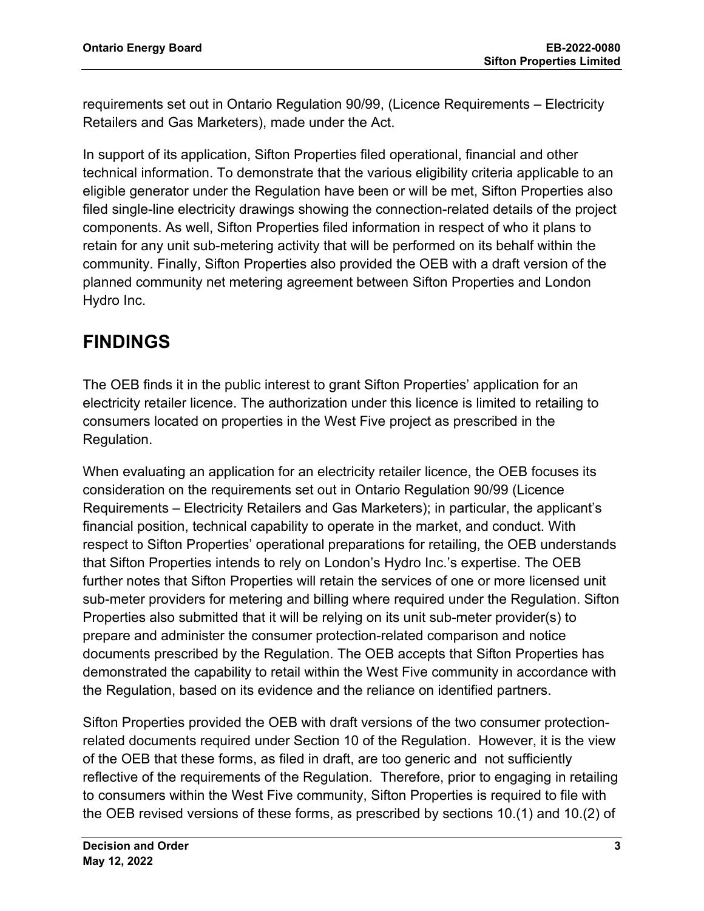requirements set out in Ontario Regulation 90/99, (Licence Requirements – Electricity Retailers and Gas Marketers), made under the Act.

In support of its application, Sifton Properties filed operational, financial and other technical information. To demonstrate that the various eligibility criteria applicable to an eligible generator under the Regulation have been or will be met, Sifton Properties also filed single-line electricity drawings showing the connection-related details of the project components. As well, Sifton Properties filed information in respect of who it plans to retain for any unit sub-metering activity that will be performed on its behalf within the community. Finally, Sifton Properties also provided the OEB with a draft version of the planned community net metering agreement between Sifton Properties and London Hydro Inc.

# FINDINGS

The OEB finds it in the public interest to grant Sifton Properties' application for an electricity retailer licence. The authorization under this licence is limited to retailing to consumers located on properties in the West Five project as prescribed in the Regulation.

When evaluating an application for an electricity retailer licence, the OEB focuses its consideration on the requirements set out in Ontario Regulation 90/99 (Licence Requirements – Electricity Retailers and Gas Marketers); in particular, the applicant's financial position, technical capability to operate in the market, and conduct. With respect to Sifton Properties' operational preparations for retailing, the OEB understands that Sifton Properties intends to rely on London's Hydro Inc.'s expertise. The OEB further notes that Sifton Properties will retain the services of one or more licensed unit sub-meter providers for metering and billing where required under the Regulation. Sifton Properties also submitted that it will be relying on its unit sub-meter provider(s) to prepare and administer the consumer protection-related comparison and notice documents prescribed by the Regulation. The OEB accepts that Sifton Properties has demonstrated the capability to retail within the West Five community in accordance with the Regulation, based on its evidence and the reliance on identified partners.

Sifton Properties provided the OEB with draft versions of the two consumer protection-related documents required under Section 10 of the Regulation. However, it is the view of the OEB that these forms, as filed in draft, are too generic and not sufficiently reflective of the requirements of the Regulation. Therefore, prior to engaging in retailing to consumers within the West Five community, Sifton Properties is required to file with the OEB revised versions of these forms, as prescribed by sections 10.(1) and 10.(2) of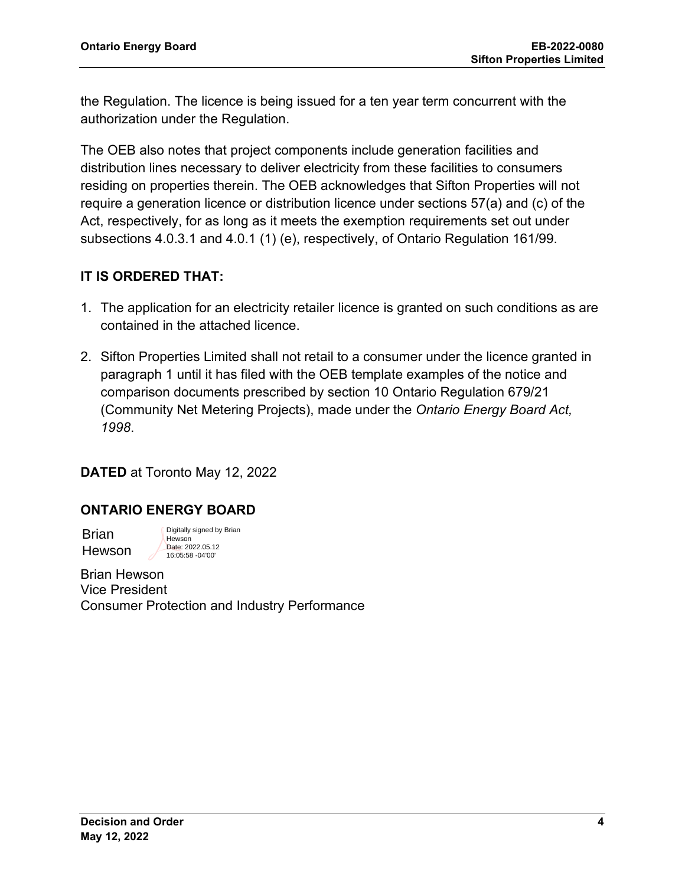the Regulation. The licence is being issued for a ten year term concurrent with the authorization under the Regulation.

The OEB also notes that project components include generation facilities and distribution lines necessary to deliver electricity from these facilities to consumers residing on properties therein. The OEB acknowledges that Sifton Properties will not require a generation licence or distribution licence under sections 57(a) and (c) of the Act, respectively, for as long as it meets the exemption requirements set out under subsections 4.0.3.1 and 4.0.1 (1) (e), respectively, of Ontario Regulation 161/99.

**IT IS ORDERED THAT:**

1. The application for an electricity retailer licence is granted on such conditions as are contained in the attached licence.
2. Sifton Properties Limited shall not retail to a consumer under the licence granted in paragraph 1 until it has filed with the OEB template examples of the notice and comparison documents prescribed by section 10 Ontario Regulation 679/21 (Community Net Metering Projects), made under the *Ontario Energy Board Act, 1998*.

**DATED** at Toronto May 12, 2022

**ONTARIO ENERGY BOARD**

Brian Hewson

Digitally signed by Brian Hewson
Date: 2022.05.12 16:05:58 -04'00'

Brian Hewson
Vice President
Consumer Protection and Industry Performance